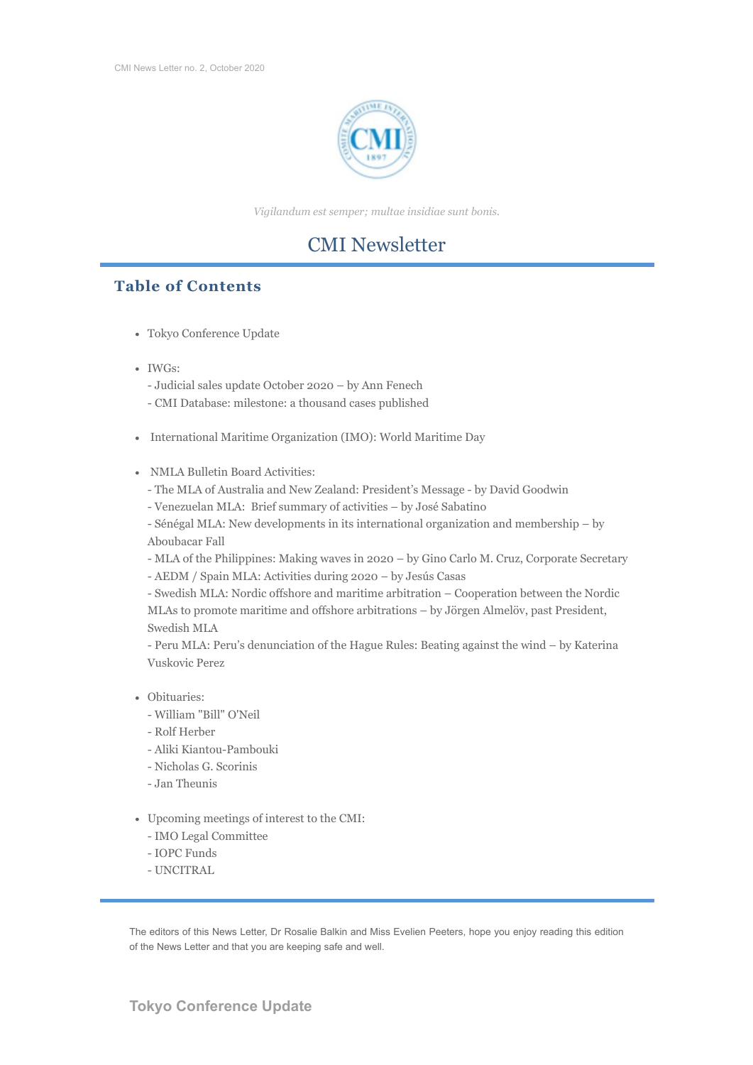*Vigilandum est semper; multae insidiae sunt bonis.*

# CMI Newsletter

## Table of Contents

- Tokyo Conference Update
- IWGs:
  - Judicial sales update October 2020 – by Ann Fenech
  - CMI Database: milestone: a thousand cases published
- International Maritime Organization (IMO): World Maritime Day
- NMLA Bulletin Board Activities:
  - The MLA of Australia and New Zealand: President's Message - by David Goodwin
  - Venezuelan MLA: Brief summary of activities – by José Sabatino
  - Sénégal MLA: New developments in its international organization and membership – by Aboubacar Fall
  - MLA of the Philippines: Making waves in 2020 – by Gino Carlo M. Cruz, Corporate Secretary
  - AEDM / Spain MLA: Activities during 2020 – by Jesús Casas
  - Swedish MLA: Nordic offshore and maritime arbitration – Cooperation between the Nordic MLAs to promote maritime and offshore arbitrations – by Jörgen Almelöv, past President, Swedish MLA
  - Peru MLA: Peru's denunciation of the Hague Rules: Beating against the wind – by Katerina Vuskovic Perez
- Obituaries:
  - William "Bill" O'Neil
  - Rolf Herber
  - Aliki Kiantou-Pambouki
  - Nicholas G. Scorinis
  - Jan Theunis
- Upcoming meetings of interest to the CMI:
  - IMO Legal Committee
  - IOPC Funds
  - UNCITRAL

The editors of this News Letter, Dr Rosalie Balkin and Miss Evelien Peeters, hope you enjoy reading this edition of the News Letter and that you are keeping safe and well.

## Tokyo Conference Update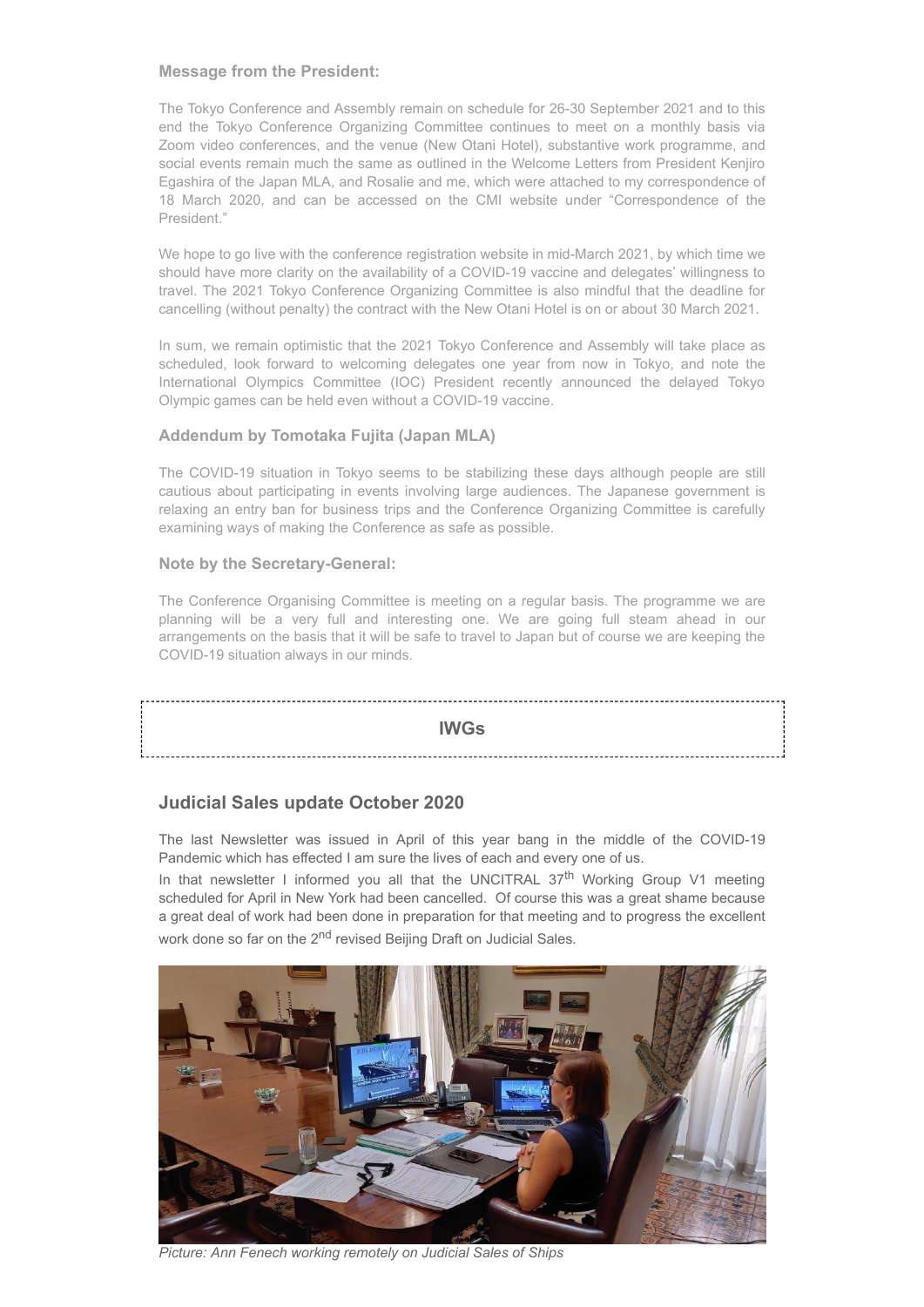**Message from the President:**

The Tokyo Conference and Assembly remain on schedule for 26-30 September 2021 and to this end the Tokyo Conference Organizing Committee continues to meet on a monthly basis via Zoom video conferences, and the venue (New Otani Hotel), substantive work programme, and social events remain much the same as outlined in the Welcome Letters from President Kenjiro Egashira of the Japan MLA, and Rosalie and me, which were attached to my correspondence of 18 March 2020, and can be accessed on the CMI website under "Correspondence of the President."

We hope to go live with the conference registration website in mid-March 2021, by which time we should have more clarity on the availability of a COVID-19 vaccine and delegates' willingness to travel. The 2021 Tokyo Conference Organizing Committee is also mindful that the deadline for cancelling (without penalty) the contract with the New Otani Hotel is on or about 30 March 2021.

In sum, we remain optimistic that the 2021 Tokyo Conference and Assembly will take place as scheduled, look forward to welcoming delegates one year from now in Tokyo, and note the International Olympics Committee (IOC) President recently announced the delayed Tokyo Olympic games can be held even without a COVID-19 vaccine.

**Addendum by Tomotaka Fujita (Japan MLA)**

The COVID-19 situation in Tokyo seems to be stabilizing these days although people are still cautious about participating in events involving large audiences. The Japanese government is relaxing an entry ban for business trips and the Conference Organizing Committee is carefully examining ways of making the Conference as safe as possible.

**Note by the Secretary-General:**

The Conference Organising Committee is meeting on a regular basis. The programme we are planning will be a very full and interesting one. We are going full steam ahead in our arrangements on the basis that it will be safe to travel to Japan but of course we are keeping the COVID-19 situation always in our minds.

## IWGs

### Judicial Sales update October 2020

The last Newsletter was issued in April of this year bang in the middle of the COVID-19 Pandemic which has effected I am sure the lives of each and every one of us.
In that newsletter I informed you all that the UNCITRAL 37th Working Group V1 meeting scheduled for April in New York had been cancelled. Of course this was a great shame because a great deal of work had been done in preparation for that meeting and to progress the excellent work done so far on the 2nd revised Beijing Draft on Judicial Sales.

*Picture: Ann Fenech working remotely on Judicial Sales of Ships*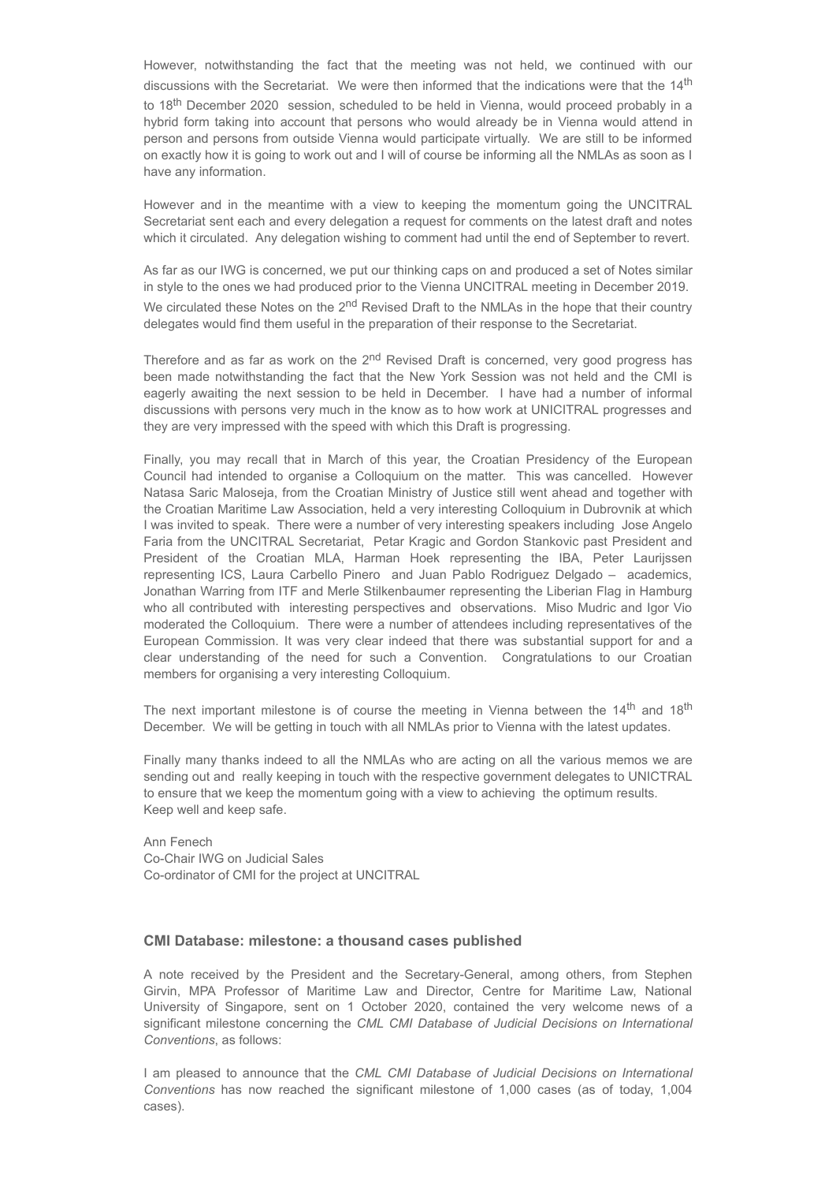However, notwithstanding the fact that the meeting was not held, we continued with our discussions with the Secretariat. We were then informed that the indications were that the 14th to 18th December 2020 session, scheduled to be held in Vienna, would proceed probably in a hybrid form taking into account that persons who would already be in Vienna would attend in person and persons from outside Vienna would participate virtually. We are still to be informed on exactly how it is going to work out and I will of course be informing all the NMLAs as soon as I have any information.

However and in the meantime with a view to keeping the momentum going the UNCITRAL Secretariat sent each and every delegation a request for comments on the latest draft and notes which it circulated. Any delegation wishing to comment had until the end of September to revert.

As far as our IWG is concerned, we put our thinking caps on and produced a set of Notes similar in style to the ones we had produced prior to the Vienna UNCITRAL meeting in December 2019. We circulated these Notes on the 2nd Revised Draft to the NMLAs in the hope that their country delegates would find them useful in the preparation of their response to the Secretariat.

Therefore and as far as work on the 2nd Revised Draft is concerned, very good progress has been made notwithstanding the fact that the New York Session was not held and the CMI is eagerly awaiting the next session to be held in December. I have had a number of informal discussions with persons very much in the know as to how work at UNICITRAL progresses and they are very impressed with the speed with which this Draft is progressing.

Finally, you may recall that in March of this year, the Croatian Presidency of the European Council had intended to organise a Colloquium on the matter. This was cancelled. However Natasa Saric Maloseja, from the Croatian Ministry of Justice still went ahead and together with the Croatian Maritime Law Association, held a very interesting Colloquium in Dubrovnik at which I was invited to speak. There were a number of very interesting speakers including Jose Angelo Faria from the UNCITRAL Secretariat, Petar Kragic and Gordon Stankovic past President and President of the Croatian MLA, Harman Hoek representing the IBA, Peter Laurijssen representing ICS, Laura Carbello Pinero and Juan Pablo Rodriguez Delgado – academics, Jonathan Warring from ITF and Merle Stilkenbaumer representing the Liberian Flag in Hamburg who all contributed with interesting perspectives and observations. Miso Mudric and Igor Vio moderated the Colloquium. There were a number of attendees including representatives of the European Commission. It was very clear indeed that there was substantial support for and a clear understanding of the need for such a Convention. Congratulations to our Croatian members for organising a very interesting Colloquium.

The next important milestone is of course the meeting in Vienna between the 14th and 18th December. We will be getting in touch with all NMLAs prior to Vienna with the latest updates.

Finally many thanks indeed to all the NMLAs who are acting on all the various memos we are sending out and really keeping in touch with the respective government delegates to UNICTRAL to ensure that we keep the momentum going with a view to achieving the optimum results. Keep well and keep safe.

Ann Fenech
Co-Chair IWG on Judicial Sales
Co-ordinator of CMI for the project at UNCITRAL

### CMI Database: milestone: a thousand cases published

A note received by the President and the Secretary-General, among others, from Stephen Girvin, MPA Professor of Maritime Law and Director, Centre for Maritime Law, National University of Singapore, sent on 1 October 2020, contained the very welcome news of a significant milestone concerning the *CML CMI Database of Judicial Decisions on International Conventions*, as follows:

I am pleased to announce that the *CML CMI Database of Judicial Decisions on International Conventions* has now reached the significant milestone of 1,000 cases (as of today, 1,004 cases).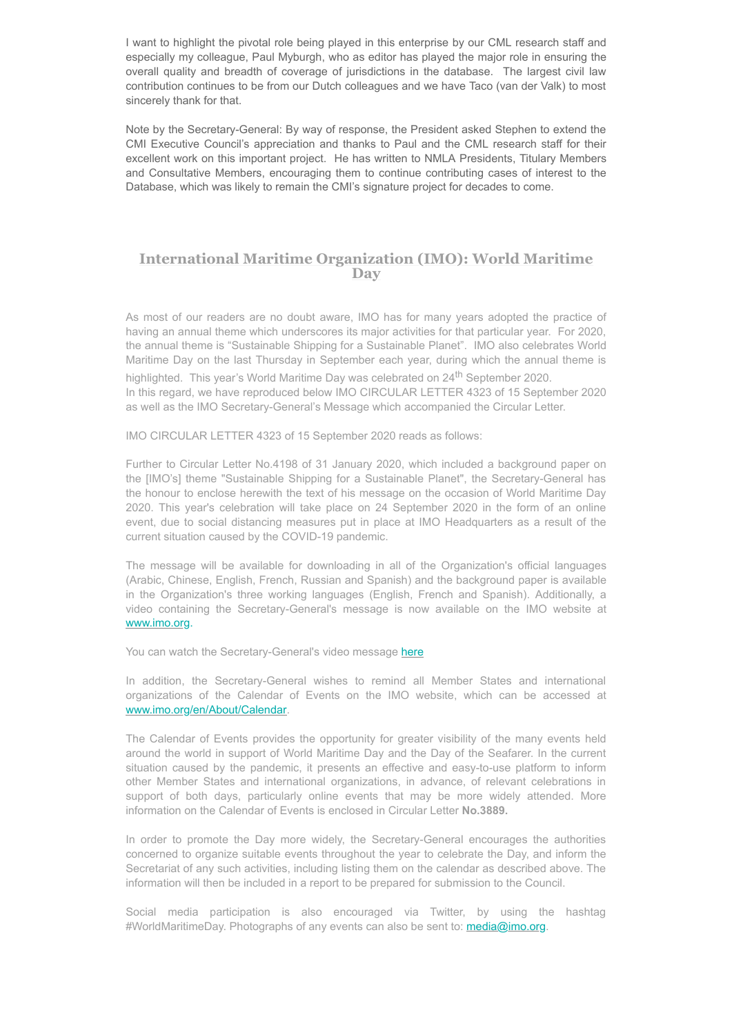I want to highlight the pivotal role being played in this enterprise by our CML research staff and especially my colleague, Paul Myburgh, who as editor has played the major role in ensuring the overall quality and breadth of coverage of jurisdictions in the database. The largest civil law contribution continues to be from our Dutch colleagues and we have Taco (van der Valk) to most sincerely thank for that.

Note by the Secretary-General: By way of response, the President asked Stephen to extend the CMI Executive Council's appreciation and thanks to Paul and the CML research staff for their excellent work on this important project. He has written to NMLA Presidents, Titulary Members and Consultative Members, encouraging them to continue contributing cases of interest to the Database, which was likely to remain the CMI's signature project for decades to come.

## International Maritime Organization (IMO): World Maritime Day

As most of our readers are no doubt aware, IMO has for many years adopted the practice of having an annual theme which underscores its major activities for that particular year. For 2020, the annual theme is "Sustainable Shipping for a Sustainable Planet". IMO also celebrates World Maritime Day on the last Thursday in September each year, during which the annual theme is highlighted. This year's World Maritime Day was celebrated on 24th September 2020.
In this regard, we have reproduced below IMO CIRCULAR LETTER 4323 of 15 September 2020 as well as the IMO Secretary-General's Message which accompanied the Circular Letter.

IMO CIRCULAR LETTER 4323 of 15 September 2020 reads as follows:

Further to Circular Letter No.4198 of 31 January 2020, which included a background paper on the [IMO's] theme "Sustainable Shipping for a Sustainable Planet", the Secretary-General has the honour to enclose herewith the text of his message on the occasion of World Maritime Day 2020. This year's celebration will take place on 24 September 2020 in the form of an online event, due to social distancing measures put in place at IMO Headquarters as a result of the current situation caused by the COVID-19 pandemic.

The message will be available for downloading in all of the Organization's official languages (Arabic, Chinese, English, French, Russian and Spanish) and the background paper is available in the Organization's three working languages (English, French and Spanish). Additionally, a video containing the Secretary-General's message is now available on the IMO website at www.imo.org.

You can watch the Secretary-General's video message here

In addition, the Secretary-General wishes to remind all Member States and international organizations of the Calendar of Events on the IMO website, which can be accessed at www.imo.org/en/About/Calendar.

The Calendar of Events provides the opportunity for greater visibility of the many events held around the world in support of World Maritime Day and the Day of the Seafarer. In the current situation caused by the pandemic, it presents an effective and easy-to-use platform to inform other Member States and international organizations, in advance, of relevant celebrations in support of both days, particularly online events that may be more widely attended. More information on the Calendar of Events is enclosed in Circular Letter **No.3889.**

In order to promote the Day more widely, the Secretary-General encourages the authorities concerned to organize suitable events throughout the year to celebrate the Day, and inform the Secretariat of any such activities, including listing them on the calendar as described above. The information will then be included in a report to be prepared for submission to the Council.

Social media participation is also encouraged via Twitter, by using the hashtag #WorldMaritimeDay. Photographs of any events can also be sent to: media@imo.org.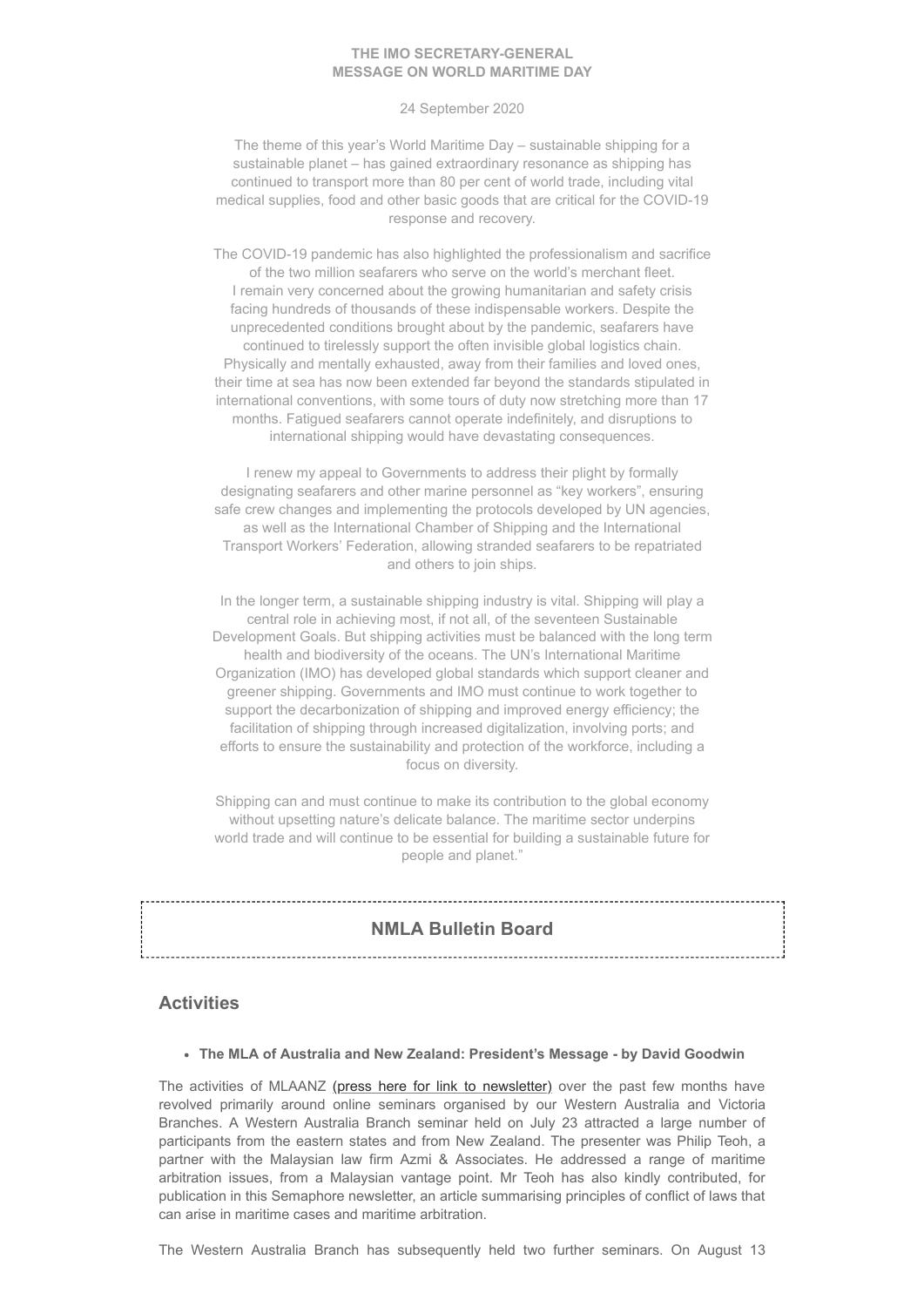**THE IMO SECRETARY-GENERAL**
**MESSAGE ON WORLD MARITIME DAY**

24 September 2020

The theme of this year's World Maritime Day – sustainable shipping for a sustainable planet – has gained extraordinary resonance as shipping has continued to transport more than 80 per cent of world trade, including vital medical supplies, food and other basic goods that are critical for the COVID-19 response and recovery.

The COVID-19 pandemic has also highlighted the professionalism and sacrifice of the two million seafarers who serve on the world's merchant fleet. I remain very concerned about the growing humanitarian and safety crisis facing hundreds of thousands of these indispensable workers. Despite the unprecedented conditions brought about by the pandemic, seafarers have continued to tirelessly support the often invisible global logistics chain. Physically and mentally exhausted, away from their families and loved ones, their time at sea has now been extended far beyond the standards stipulated in international conventions, with some tours of duty now stretching more than 17 months. Fatigued seafarers cannot operate indefinitely, and disruptions to international shipping would have devastating consequences.

I renew my appeal to Governments to address their plight by formally designating seafarers and other marine personnel as "key workers", ensuring safe crew changes and implementing the protocols developed by UN agencies, as well as the International Chamber of Shipping and the International Transport Workers' Federation, allowing stranded seafarers to be repatriated and others to join ships.

In the longer term, a sustainable shipping industry is vital. Shipping will play a central role in achieving most, if not all, of the seventeen Sustainable Development Goals. But shipping activities must be balanced with the long term health and biodiversity of the oceans. The UN's International Maritime Organization (IMO) has developed global standards which support cleaner and greener shipping. Governments and IMO must continue to work together to support the decarbonization of shipping and improved energy efficiency; the facilitation of shipping through increased digitalization, involving ports; and efforts to ensure the sustainability and protection of the workforce, including a focus on diversity.

Shipping can and must continue to make its contribution to the global economy without upsetting nature's delicate balance. The maritime sector underpins world trade and will continue to be essential for building a sustainable future for people and planet."

## NMLA Bulletin Board

## Activities

- **The MLA of Australia and New Zealand: President's Message - by David Goodwin**

The activities of MLAANZ (press here for link to newsletter) over the past few months have revolved primarily around online seminars organised by our Western Australia and Victoria Branches. A Western Australia Branch seminar held on July 23 attracted a large number of participants from the eastern states and from New Zealand. The presenter was Philip Teoh, a partner with the Malaysian law firm Azmi & Associates. He addressed a range of maritime arbitration issues, from a Malaysian vantage point. Mr Teoh has also kindly contributed, for publication in this Semaphore newsletter, an article summarising principles of conflict of laws that can arise in maritime cases and maritime arbitration.

The Western Australia Branch has subsequently held two further seminars. On August 13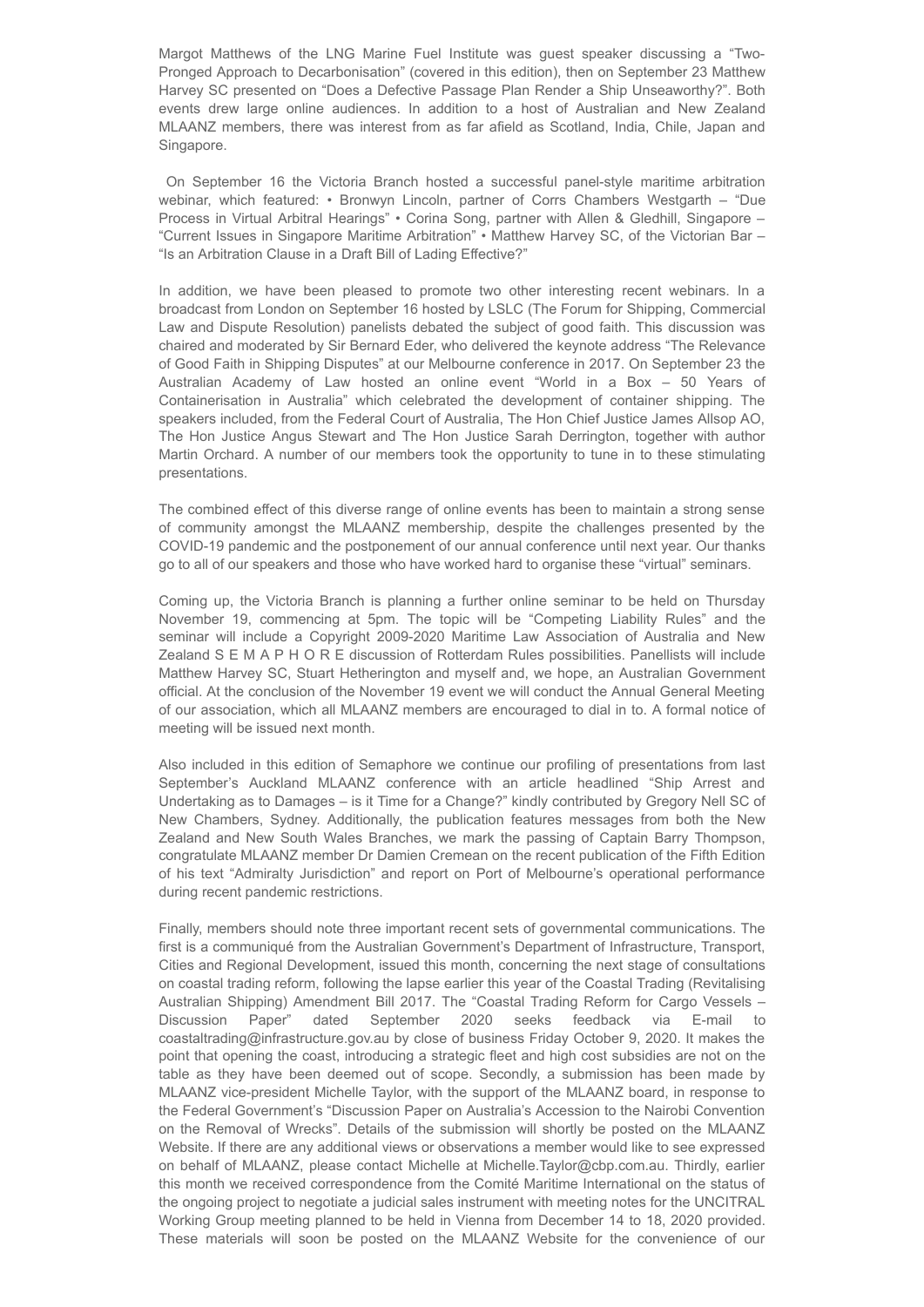Margot Matthews of the LNG Marine Fuel Institute was guest speaker discussing a "Two-Pronged Approach to Decarbonisation" (covered in this edition), then on September 23 Matthew Harvey SC presented on "Does a Defective Passage Plan Render a Ship Unseaworthy?". Both events drew large online audiences. In addition to a host of Australian and New Zealand MLAANZ members, there was interest from as far afield as Scotland, India, Chile, Japan and Singapore.

On September 16 the Victoria Branch hosted a successful panel-style maritime arbitration webinar, which featured: • Bronwyn Lincoln, partner of Corrs Chambers Westgarth – "Due Process in Virtual Arbitral Hearings" • Corina Song, partner with Allen & Gledhill, Singapore – "Current Issues in Singapore Maritime Arbitration" • Matthew Harvey SC, of the Victorian Bar – "Is an Arbitration Clause in a Draft Bill of Lading Effective?"

In addition, we have been pleased to promote two other interesting recent webinars. In a broadcast from London on September 16 hosted by LSLC (The Forum for Shipping, Commercial Law and Dispute Resolution) panelists debated the subject of good faith. This discussion was chaired and moderated by Sir Bernard Eder, who delivered the keynote address "The Relevance of Good Faith in Shipping Disputes" at our Melbourne conference in 2017. On September 23 the Australian Academy of Law hosted an online event "World in a Box – 50 Years of Containerisation in Australia" which celebrated the development of container shipping. The speakers included, from the Federal Court of Australia, The Hon Chief Justice James Allsop AO, The Hon Justice Angus Stewart and The Hon Justice Sarah Derrington, together with author Martin Orchard. A number of our members took the opportunity to tune in to these stimulating presentations.

The combined effect of this diverse range of online events has been to maintain a strong sense of community amongst the MLAANZ membership, despite the challenges presented by the COVID-19 pandemic and the postponement of our annual conference until next year. Our thanks go to all of our speakers and those who have worked hard to organise these "virtual" seminars.

Coming up, the Victoria Branch is planning a further online seminar to be held on Thursday November 19, commencing at 5pm. The topic will be "Competing Liability Rules" and the seminar will include a Copyright 2009-2020 Maritime Law Association of Australia and New Zealand S E M A P H O R E discussion of Rotterdam Rules possibilities. Panellists will include Matthew Harvey SC, Stuart Hetherington and myself and, we hope, an Australian Government official. At the conclusion of the November 19 event we will conduct the Annual General Meeting of our association, which all MLAANZ members are encouraged to dial in to. A formal notice of meeting will be issued next month.

Also included in this edition of Semaphore we continue our profiling of presentations from last September's Auckland MLAANZ conference with an article headlined "Ship Arrest and Undertaking as to Damages – is it Time for a Change?" kindly contributed by Gregory Nell SC of New Chambers, Sydney. Additionally, the publication features messages from both the New Zealand and New South Wales Branches, we mark the passing of Captain Barry Thompson, congratulate MLAANZ member Dr Damien Cremean on the recent publication of the Fifth Edition of his text "Admiralty Jurisdiction" and report on Port of Melbourne's operational performance during recent pandemic restrictions.

Finally, members should note three important recent sets of governmental communications. The first is a communiqué from the Australian Government's Department of Infrastructure, Transport, Cities and Regional Development, issued this month, concerning the next stage of consultations on coastal trading reform, following the lapse earlier this year of the Coastal Trading (Revitalising Australian Shipping) Amendment Bill 2017. The "Coastal Trading Reform for Cargo Vessels – Discussion Paper" dated September 2020 seeks feedback via E-mail to coastaltrading@infrastructure.gov.au by close of business Friday October 9, 2020. It makes the point that opening the coast, introducing a strategic fleet and high cost subsidies are not on the table as they have been deemed out of scope. Secondly, a submission has been made by MLAANZ vice-president Michelle Taylor, with the support of the MLAANZ board, in response to the Federal Government's "Discussion Paper on Australia's Accession to the Nairobi Convention on the Removal of Wrecks". Details of the submission will shortly be posted on the MLAANZ Website. If there are any additional views or observations a member would like to see expressed on behalf of MLAANZ, please contact Michelle at Michelle.Taylor@cbp.com.au. Thirdly, earlier this month we received correspondence from the Comité Maritime International on the status of the ongoing project to negotiate a judicial sales instrument with meeting notes for the UNCITRAL Working Group meeting planned to be held in Vienna from December 14 to 18, 2020 provided. These materials will soon be posted on the MLAANZ Website for the convenience of our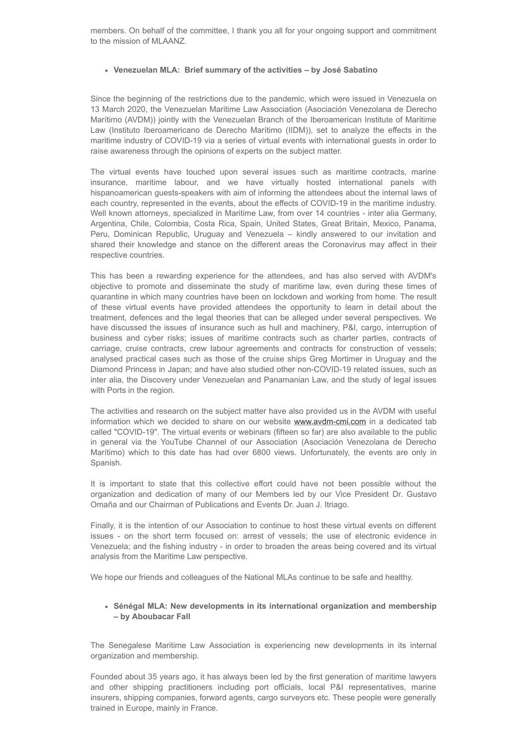members. On behalf of the committee, I thank you all for your ongoing support and commitment to the mission of MLAANZ.

- **Venezuelan MLA: Brief summary of the activities – by José Sabatino**

Since the beginning of the restrictions due to the pandemic, which were issued in Venezuela on 13 March 2020, the Venezuelan Maritime Law Association (Asociación Venezolana de Derecho Marítimo (AVDM)) jointly with the Venezuelan Branch of the Iberoamerican Institute of Maritime Law (Instituto Iberoamericano de Derecho Marítimo (IIDM)), set to analyze the effects in the maritime industry of COVID-19 via a series of virtual events with international guests in order to raise awareness through the opinions of experts on the subject matter.

The virtual events have touched upon several issues such as maritime contracts, marine insurance, maritime labour, and we have virtually hosted international panels with hispanoamerican guests-speakers with aim of informing the attendees about the internal laws of each country, represented in the events, about the effects of COVID-19 in the maritime industry. Well known attorneys, specialized in Maritime Law, from over 14 countries - inter alia Germany, Argentina, Chile, Colombia, Costa Rica, Spain, United States, Great Britain, Mexico, Panama, Peru, Dominican Republic, Uruguay and Venezuela – kindly answered to our invitation and shared their knowledge and stance on the different areas the Coronavirus may affect in their respective countries.

This has been a rewarding experience for the attendees, and has also served with AVDM's objective to promote and disseminate the study of maritime law, even during these times of quarantine in which many countries have been on lockdown and working from home. The result of these virtual events have provided attendees the opportunity to learn in detail about the treatment, defences and the legal theories that can be alleged under several perspectives. We have discussed the issues of insurance such as hull and machinery, P&I, cargo, interruption of business and cyber risks; issues of maritime contracts such as charter parties, contracts of carriage, cruise contracts, crew labour agreements and contracts for construction of vessels; analysed practical cases such as those of the cruise ships Greg Mortimer in Uruguay and the Diamond Princess in Japan; and have also studied other non-COVID-19 related issues, such as inter alia, the Discovery under Venezuelan and Panamanian Law, and the study of legal issues with Ports in the region.

The activities and research on the subject matter have also provided us in the AVDM with useful information which we decided to share on our website www.avdm-cmi.com in a dedicated tab called "COVID-19". The virtual events or webinars (fifteen so far) are also available to the public in general via the YouTube Channel of our Association (Asociación Venezolana de Derecho Marítimo) which to this date has had over 6800 views. Unfortunately, the events are only in Spanish.

It is important to state that this collective effort could have not been possible without the organization and dedication of many of our Members led by our Vice President Dr. Gustavo Omaña and our Chairman of Publications and Events Dr. Juan J. Itriago.

Finally, it is the intention of our Association to continue to host these virtual events on different issues - on the short term focused on: arrest of vessels; the use of electronic evidence in Venezuela; and the fishing industry - in order to broaden the areas being covered and its virtual analysis from the Maritime Law perspective.

We hope our friends and colleagues of the National MLAs continue to be safe and healthy.

- **Sénégal MLA: New developments in its international organization and membership – by Aboubacar Fall**

The Senegalese Maritime Law Association is experiencing new developments in its internal organization and membership.

Founded about 35 years ago, it has always been led by the first generation of maritime lawyers and other shipping practitioners including port officials, local P&I representatives, marine insurers, shipping companies, forward agents, cargo surveyors etc. These people were generally trained in Europe, mainly in France.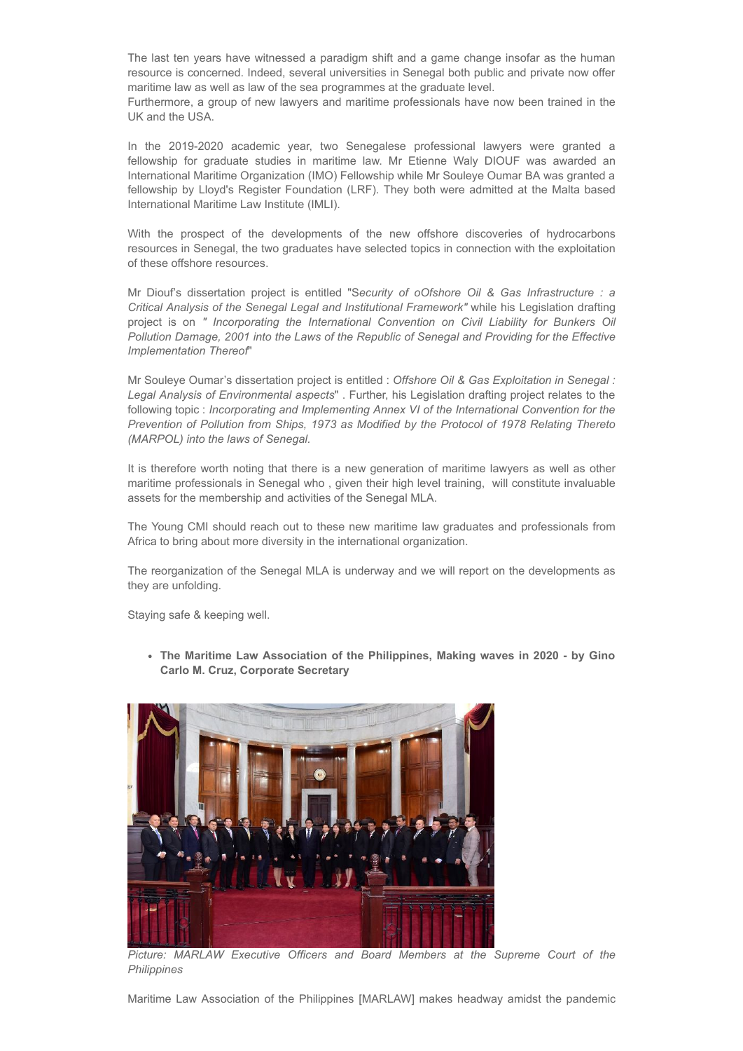The last ten years have witnessed a paradigm shift and a game change insofar as the human resource is concerned. Indeed, several universities in Senegal both public and private now offer maritime law as well as law of the sea programmes at the graduate level.
Furthermore, a group of new lawyers and maritime professionals have now been trained in the UK and the USA.

In the 2019-2020 academic year, two Senegalese professional lawyers were granted a fellowship for graduate studies in maritime law. Mr Etienne Waly DIOUF was awarded an International Maritime Organization (IMO) Fellowship while Mr Souleye Oumar BA was granted a fellowship by Lloyd's Register Foundation (LRF). They both were admitted at the Malta based International Maritime Law Institute (IMLI).

With the prospect of the developments of the new offshore discoveries of hydrocarbons resources in Senegal, the two graduates have selected topics in connection with the exploitation of these offshore resources.

Mr Diouf's dissertation project is entitled "S*ecurity of oOfshore Oil & Gas Infrastructure : a Critical Analysis of the Senegal Legal and Institutional Framework"* while his Legislation drafting project is on *" Incorporating the International Convention on Civil Liability for Bunkers Oil Pollution Damage, 2001 into the Laws of the Republic of Senegal and Providing for the Effective Implementation Thereof*"

Mr Souleye Oumar's dissertation project is entitled : *Offshore Oil & Gas Exploitation in Senegal : Legal Analysis of Environmental aspects*" . Further, his Legislation drafting project relates to the following topic : *Incorporating and Implementing Annex VI of the International Convention for the Prevention of Pollution from Ships, 1973 as Modified by the Protocol of 1978 Relating Thereto (MARPOL) into the laws of Senegal.*

It is therefore worth noting that there is a new generation of maritime lawyers as well as other maritime professionals in Senegal who , given their high level training, will constitute invaluable assets for the membership and activities of the Senegal MLA.

The Young CMI should reach out to these new maritime law graduates and professionals from Africa to bring about more diversity in the international organization.

The reorganization of the Senegal MLA is underway and we will report on the developments as they are unfolding.

Staying safe & keeping well.

- **The Maritime Law Association of the Philippines, Making waves in 2020 - by Gino Carlo M. Cruz, Corporate Secretary**

*Picture: MARLAW Executive Officers and Board Members at the Supreme Court of the Philippines*

Maritime Law Association of the Philippines [MARLAW] makes headway amidst the pandemic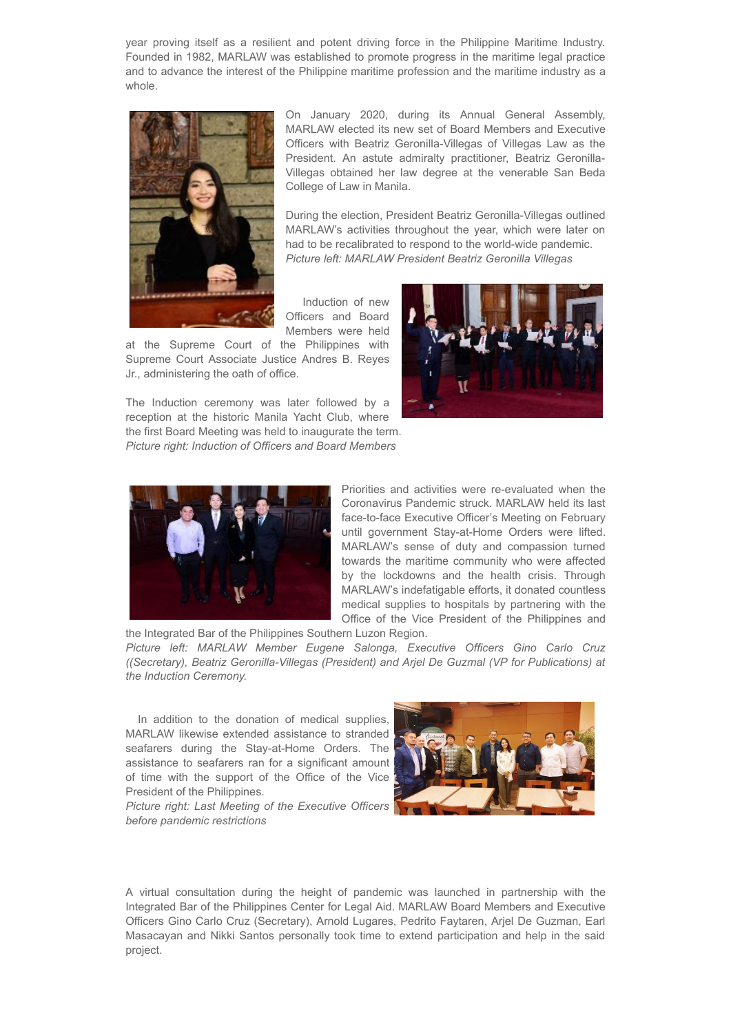year proving itself as a resilient and potent driving force in the Philippine Maritime Industry. Founded in 1982, MARLAW was established to promote progress in the maritime legal practice and to advance the interest of the Philippine maritime profession and the maritime industry as a whole.

On January 2020, during its Annual General Assembly, MARLAW elected its new set of Board Members and Executive Officers with Beatriz Geronilla-Villegas of Villegas Law as the President. An astute admiralty practitioner, Beatriz Geronilla-Villegas obtained her law degree at the venerable San Beda College of Law in Manila.

During the election, President Beatriz Geronilla-Villegas outlined MARLAW's activities throughout the year, which were later on had to be recalibrated to respond to the world-wide pandemic.

*Picture left: MARLAW President Beatriz Geronilla Villegas*

Induction of new Officers and Board Members were held at the Supreme Court of the Philippines with Supreme Court Associate Justice Andres B. Reyes Jr., administering the oath of office.

The Induction ceremony was later followed by a reception at the historic Manila Yacht Club, where the first Board Meeting was held to inaugurate the term.

*Picture right: Induction of Officers and Board Members*

Priorities and activities were re-evaluated when the Coronavirus Pandemic struck. MARLAW held its last face-to-face Executive Officer's Meeting on February until government Stay-at-Home Orders were lifted. MARLAW's sense of duty and compassion turned towards the maritime community who were affected by the lockdowns and the health crisis. Through MARLAW's indefatigable efforts, it donated countless medical supplies to hospitals by partnering with the Office of the Vice President of the Philippines and the Integrated Bar of the Philippines Southern Luzon Region.

*Picture left: MARLAW Member Eugene Salonga, Executive Officers Gino Carlo Cruz ((Secretary), Beatriz Geronilla-Villegas (President) and Arjel De Guzmal (VP for Publications) at the Induction Ceremony.*

In addition to the donation of medical supplies, MARLAW likewise extended assistance to stranded seafarers during the Stay-at-Home Orders. The assistance to seafarers ran for a significant amount of time with the support of the Office of the Vice President of the Philippines.

*Picture right: Last Meeting of the Executive Officers before pandemic restrictions*

A virtual consultation during the height of pandemic was launched in partnership with the Integrated Bar of the Philippines Center for Legal Aid. MARLAW Board Members and Executive Officers Gino Carlo Cruz (Secretary), Arnold Lugares, Pedrito Faytaren, Arjel De Guzman, Earl Masacayan and Nikki Santos personally took time to extend participation and help in the said project.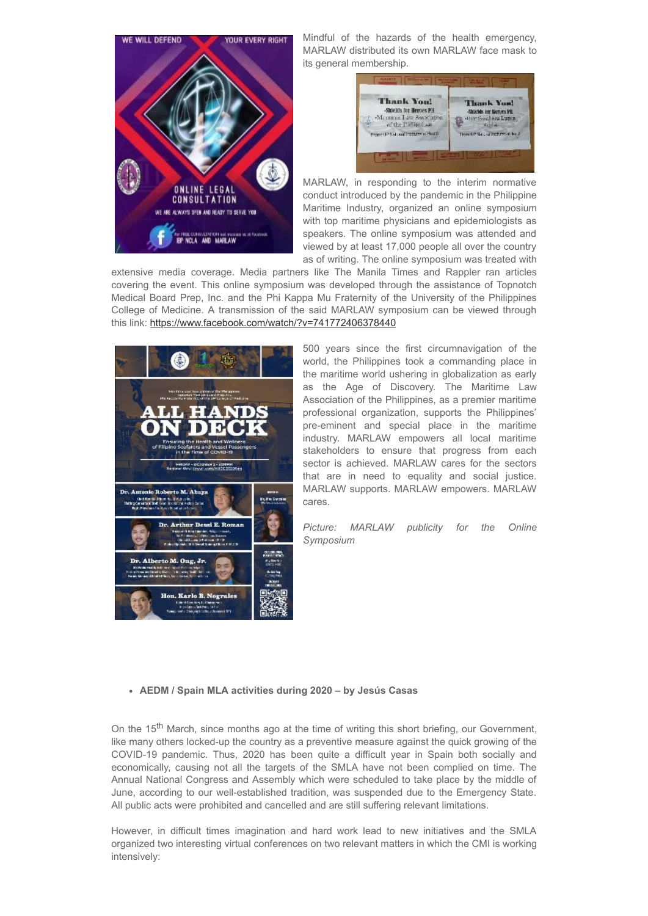Mindful of the hazards of the health emergency, MARLAW distributed its own MARLAW face mask to its general membership.

MARLAW, in responding to the interim normative conduct introduced by the pandemic in the Philippine Maritime Industry, organized an online symposium with top maritime physicians and epidemiologists as speakers. The online symposium was attended and viewed by at least 17,000 people all over the country as of writing. The online symposium was treated with extensive media coverage. Media partners like The Manila Times and Rappler ran articles covering the event. This online symposium was developed through the assistance of Topnotch Medical Board Prep, Inc. and the Phi Kappa Mu Fraternity of the University of the Philippines College of Medicine. A transmission of the said MARLAW symposium can be viewed through this link: https://www.facebook.com/watch/?v=741772406378440

500 years since the first circumnavigation of the world, the Philippines took a commanding place in the maritime world ushering in globalization as early as the Age of Discovery. The Maritime Law Association of the Philippines, as a premier maritime professional organization, supports the Philippines' pre-eminent and special place in the maritime industry. MARLAW empowers all local maritime stakeholders to ensure that progress from each sector is achieved. MARLAW cares for the sectors that are in need to equality and social justice. MARLAW supports. MARLAW empowers. MARLAW cares.

*Picture: MARLAW publicity for the Online Symposium*

- **AEDM / Spain MLA activities during 2020 – by Jesús Casas**

On the 15th March, since months ago at the time of writing this short briefing, our Government, like many others locked-up the country as a preventive measure against the quick growing of the COVID-19 pandemic. Thus, 2020 has been quite a difficult year in Spain both socially and economically, causing not all the targets of the SMLA have not been complied on time. The Annual National Congress and Assembly which were scheduled to take place by the middle of June, according to our well-established tradition, was suspended due to the Emergency State. All public acts were prohibited and cancelled and are still suffering relevant limitations.

However, in difficult times imagination and hard work lead to new initiatives and the SMLA organized two interesting virtual conferences on two relevant matters in which the CMI is working intensively: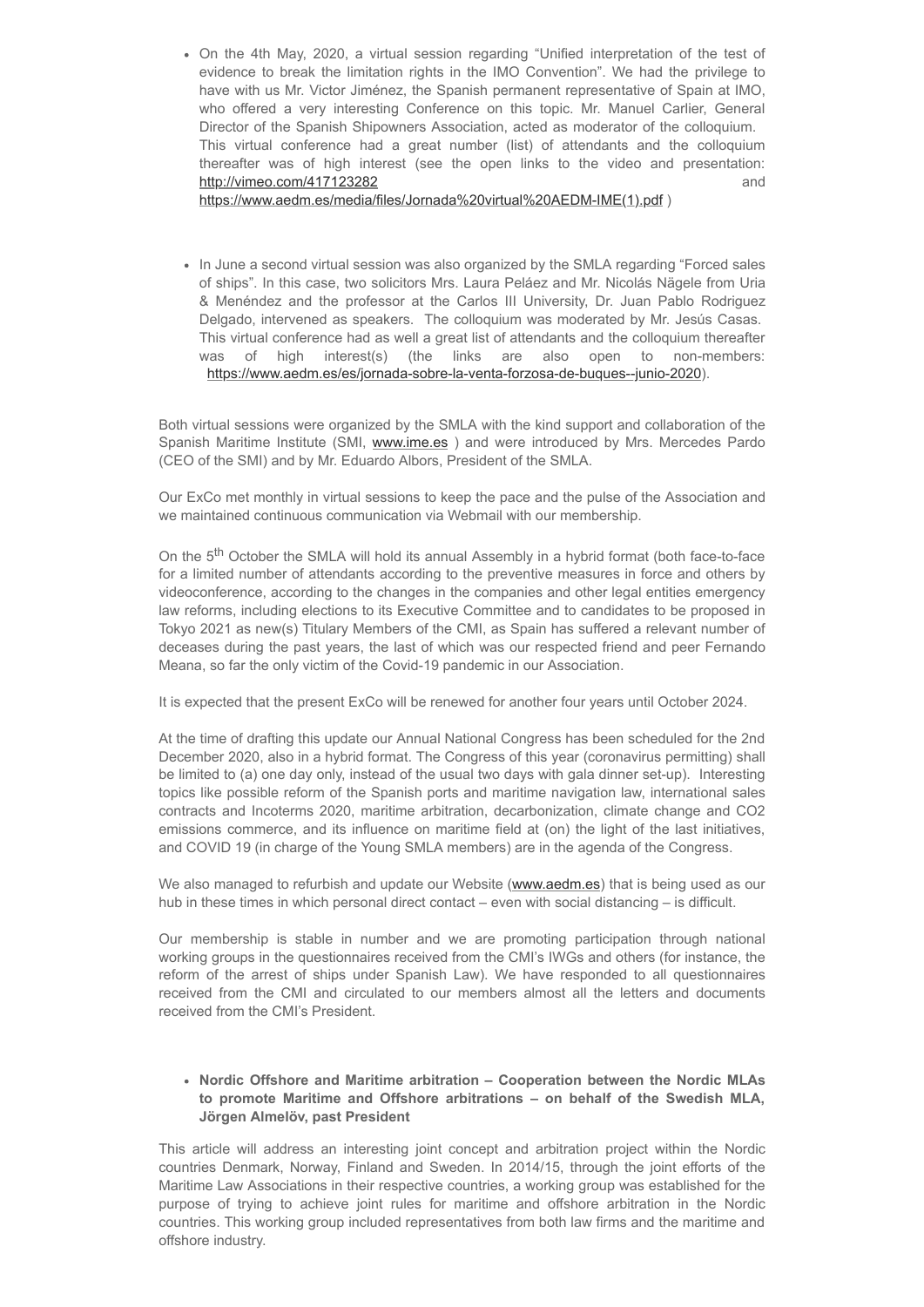- On the 4th May, 2020, a virtual session regarding "Unified interpretation of the test of evidence to break the limitation rights in the IMO Convention". We had the privilege to have with us Mr. Victor Jiménez, the Spanish permanent representative of Spain at IMO, who offered a very interesting Conference on this topic. Mr. Manuel Carlier, General Director of the Spanish Shipowners Association, acted as moderator of the colloquium. This virtual conference had a great number (list) of attendants and the colloquium thereafter was of high interest (see the open links to the video and presentation: http://vimeo.com/417123282 and https://www.aedm.es/media/files/Jornada%20virtual%20AEDM-IME(1).pdf )

- In June a second virtual session was also organized by the SMLA regarding "Forced sales of ships". In this case, two solicitors Mrs. Laura Peláez and Mr. Nicolás Nägele from Uria & Menéndez and the professor at the Carlos III University, Dr. Juan Pablo Rodriguez Delgado, intervened as speakers. The colloquium was moderated by Mr. Jesús Casas. This virtual conference had as well a great list of attendants and the colloquium thereafter was of high interest(s) (the links are also open to non-members: https://www.aedm.es/es/jornada-sobre-la-venta-forzosa-de-buques--junio-2020).

Both virtual sessions were organized by the SMLA with the kind support and collaboration of the Spanish Maritime Institute (SMI, www.ime.es ) and were introduced by Mrs. Mercedes Pardo (CEO of the SMI) and by Mr. Eduardo Albors, President of the SMLA.

Our ExCo met monthly in virtual sessions to keep the pace and the pulse of the Association and we maintained continuous communication via Webmail with our membership.

On the 5th October the SMLA will hold its annual Assembly in a hybrid format (both face-to-face for a limited number of attendants according to the preventive measures in force and others by videoconference, according to the changes in the companies and other legal entities emergency law reforms, including elections to its Executive Committee and to candidates to be proposed in Tokyo 2021 as new(s) Titulary Members of the CMI, as Spain has suffered a relevant number of deceases during the past years, the last of which was our respected friend and peer Fernando Meana, so far the only victim of the Covid-19 pandemic in our Association.

It is expected that the present ExCo will be renewed for another four years until October 2024.

At the time of drafting this update our Annual National Congress has been scheduled for the 2nd December 2020, also in a hybrid format. The Congress of this year (coronavirus permitting) shall be limited to (a) one day only, instead of the usual two days with gala dinner set-up). Interesting topics like possible reform of the Spanish ports and maritime navigation law, international sales contracts and Incoterms 2020, maritime arbitration, decarbonization, climate change and CO2 emissions commerce, and its influence on maritime field at (on) the light of the last initiatives, and COVID 19 (in charge of the Young SMLA members) are in the agenda of the Congress.

We also managed to refurbish and update our Website (www.aedm.es) that is being used as our hub in these times in which personal direct contact – even with social distancing – is difficult.

Our membership is stable in number and we are promoting participation through national working groups in the questionnaires received from the CMI's IWGs and others (for instance, the reform of the arrest of ships under Spanish Law). We have responded to all questionnaires received from the CMI and circulated to our members almost all the letters and documents received from the CMI's President.

- **Nordic Offshore and Maritime arbitration – Cooperation between the Nordic MLAs to promote Maritime and Offshore arbitrations – on behalf of the Swedish MLA, Jörgen Almelöv, past President**

This article will address an interesting joint concept and arbitration project within the Nordic countries Denmark, Norway, Finland and Sweden. In 2014/15, through the joint efforts of the Maritime Law Associations in their respective countries, a working group was established for the purpose of trying to achieve joint rules for maritime and offshore arbitration in the Nordic countries. This working group included representatives from both law firms and the maritime and offshore industry.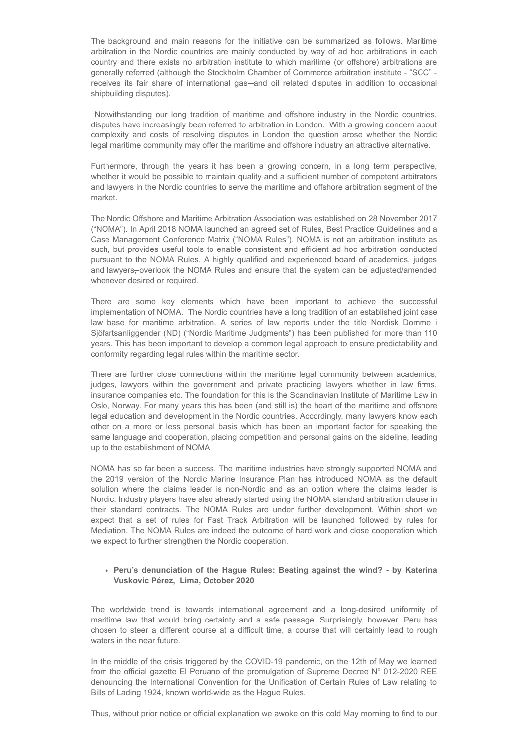The background and main reasons for the initiative can be summarized as follows. Maritime arbitration in the Nordic countries are mainly conducted by way of ad hoc arbitrations in each country and there exists no arbitration institute to which maritime (or offshore) arbitrations are generally referred (although the Stockholm Chamber of Commerce arbitration institute - "SCC" - receives its fair share of international gas–and oil related disputes in addition to occasional shipbuilding disputes).

Notwithstanding our long tradition of maritime and offshore industry in the Nordic countries, disputes have increasingly been referred to arbitration in London. With a growing concern about complexity and costs of resolving disputes in London the question arose whether the Nordic legal maritime community may offer the maritime and offshore industry an attractive alternative.

Furthermore, through the years it has been a growing concern, in a long term perspective, whether it would be possible to maintain quality and a sufficient number of competent arbitrators and lawyers in the Nordic countries to serve the maritime and offshore arbitration segment of the market.

The Nordic Offshore and Maritime Arbitration Association was established on 28 November 2017 ("NOMA"). In April 2018 NOMA launched an agreed set of Rules, Best Practice Guidelines and a Case Management Conference Matrix ("NOMA Rules"). NOMA is not an arbitration institute as such, but provides useful tools to enable consistent and efficient ad hoc arbitration conducted pursuant to the NOMA Rules. A highly qualified and experienced board of academics, judges and lawyers, overlook the NOMA Rules and ensure that the system can be adjusted/amended whenever desired or required.

There are some key elements which have been important to achieve the successful implementation of NOMA. The Nordic countries have a long tradition of an established joint case law base for maritime arbitration. A series of law reports under the title Nordisk Domme i Sjöfartsanliggender (ND) ("Nordic Maritime Judgments") has been published for more than 110 years. This has been important to develop a common legal approach to ensure predictability and conformity regarding legal rules within the maritime sector.

There are further close connections within the maritime legal community between academics, judges, lawyers within the government and private practicing lawyers whether in law firms, insurance companies etc. The foundation for this is the Scandinavian Institute of Maritime Law in Oslo, Norway. For many years this has been (and still is) the heart of the maritime and offshore legal education and development in the Nordic countries. Accordingly, many lawyers know each other on a more or less personal basis which has been an important factor for speaking the same language and cooperation, placing competition and personal gains on the sideline, leading up to the establishment of NOMA.

NOMA has so far been a success. The maritime industries have strongly supported NOMA and the 2019 version of the Nordic Marine Insurance Plan has introduced NOMA as the default solution where the claims leader is non-Nordic and as an option where the claims leader is Nordic. Industry players have also already started using the NOMA standard arbitration clause in their standard contracts. The NOMA Rules are under further development. Within short we expect that a set of rules for Fast Track Arbitration will be launched followed by rules for Mediation. The NOMA Rules are indeed the outcome of hard work and close cooperation which we expect to further strengthen the Nordic cooperation.

- **Peru's denunciation of the Hague Rules: Beating against the wind? - by Katerina Vuskovic Pérez, Lima, October 2020**

The worldwide trend is towards international agreement and a long-desired uniformity of maritime law that would bring certainty and a safe passage. Surprisingly, however, Peru has chosen to steer a different course at a difficult time, a course that will certainly lead to rough waters in the near future.

In the middle of the crisis triggered by the COVID-19 pandemic, on the 12th of May we learned from the official gazette El Peruano of the promulgation of Supreme Decree Nº 012-2020 REE denouncing the International Convention for the Unification of Certain Rules of Law relating to Bills of Lading 1924, known world-wide as the Hague Rules.

Thus, without prior notice or official explanation we awoke on this cold May morning to find to our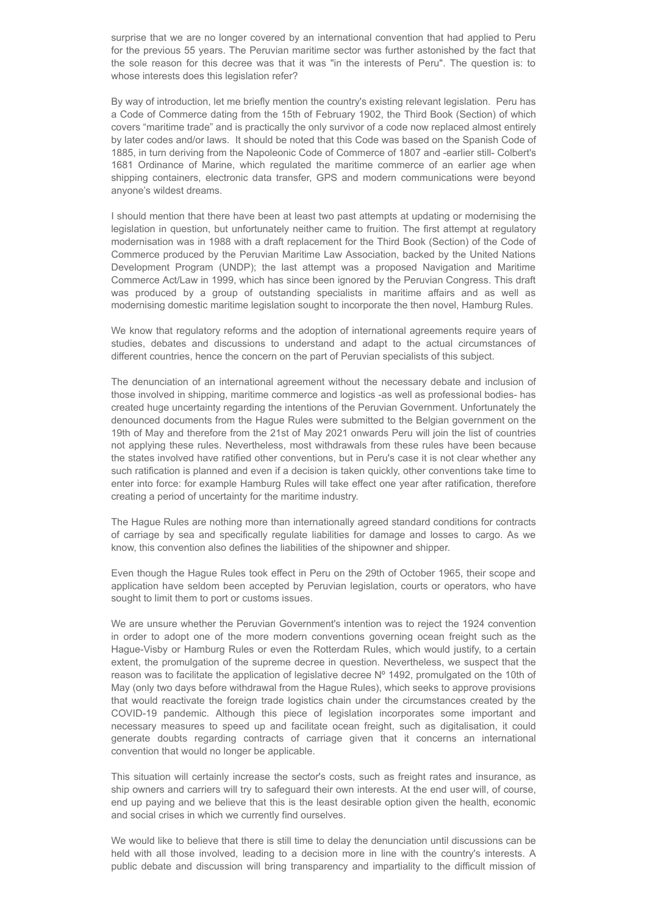surprise that we are no longer covered by an international convention that had applied to Peru for the previous 55 years. The Peruvian maritime sector was further astonished by the fact that the sole reason for this decree was that it was "in the interests of Peru". The question is: to whose interests does this legislation refer?

By way of introduction, let me briefly mention the country's existing relevant legislation. Peru has a Code of Commerce dating from the 15th of February 1902, the Third Book (Section) of which covers "maritime trade" and is practically the only survivor of a code now replaced almost entirely by later codes and/or laws. It should be noted that this Code was based on the Spanish Code of 1885, in turn deriving from the Napoleonic Code of Commerce of 1807 and -earlier still- Colbert's 1681 Ordinance of Marine, which regulated the maritime commerce of an earlier age when shipping containers, electronic data transfer, GPS and modern communications were beyond anyone's wildest dreams.

I should mention that there have been at least two past attempts at updating or modernising the legislation in question, but unfortunately neither came to fruition. The first attempt at regulatory modernisation was in 1988 with a draft replacement for the Third Book (Section) of the Code of Commerce produced by the Peruvian Maritime Law Association, backed by the United Nations Development Program (UNDP); the last attempt was a proposed Navigation and Maritime Commerce Act/Law in 1999, which has since been ignored by the Peruvian Congress. This draft was produced by a group of outstanding specialists in maritime affairs and as well as modernising domestic maritime legislation sought to incorporate the then novel, Hamburg Rules.

We know that regulatory reforms and the adoption of international agreements require years of studies, debates and discussions to understand and adapt to the actual circumstances of different countries, hence the concern on the part of Peruvian specialists of this subject.

The denunciation of an international agreement without the necessary debate and inclusion of those involved in shipping, maritime commerce and logistics -as well as professional bodies- has created huge uncertainty regarding the intentions of the Peruvian Government. Unfortunately the denounced documents from the Hague Rules were submitted to the Belgian government on the 19th of May and therefore from the 21st of May 2021 onwards Peru will join the list of countries not applying these rules. Nevertheless, most withdrawals from these rules have been because the states involved have ratified other conventions, but in Peru's case it is not clear whether any such ratification is planned and even if a decision is taken quickly, other conventions take time to enter into force: for example Hamburg Rules will take effect one year after ratification, therefore creating a period of uncertainty for the maritime industry.

The Hague Rules are nothing more than internationally agreed standard conditions for contracts of carriage by sea and specifically regulate liabilities for damage and losses to cargo. As we know, this convention also defines the liabilities of the shipowner and shipper.

Even though the Hague Rules took effect in Peru on the 29th of October 1965, their scope and application have seldom been accepted by Peruvian legislation, courts or operators, who have sought to limit them to port or customs issues.

We are unsure whether the Peruvian Government's intention was to reject the 1924 convention in order to adopt one of the more modern conventions governing ocean freight such as the Hague-Visby or Hamburg Rules or even the Rotterdam Rules, which would justify, to a certain extent, the promulgation of the supreme decree in question. Nevertheless, we suspect that the reason was to facilitate the application of legislative decree Nº 1492, promulgated on the 10th of May (only two days before withdrawal from the Hague Rules), which seeks to approve provisions that would reactivate the foreign trade logistics chain under the circumstances created by the COVID-19 pandemic. Although this piece of legislation incorporates some important and necessary measures to speed up and facilitate ocean freight, such as digitalisation, it could generate doubts regarding contracts of carriage given that it concerns an international convention that would no longer be applicable.

This situation will certainly increase the sector's costs, such as freight rates and insurance, as ship owners and carriers will try to safeguard their own interests. At the end user will, of course, end up paying and we believe that this is the least desirable option given the health, economic and social crises in which we currently find ourselves.

We would like to believe that there is still time to delay the denunciation until discussions can be held with all those involved, leading to a decision more in line with the country's interests. A public debate and discussion will bring transparency and impartiality to the difficult mission of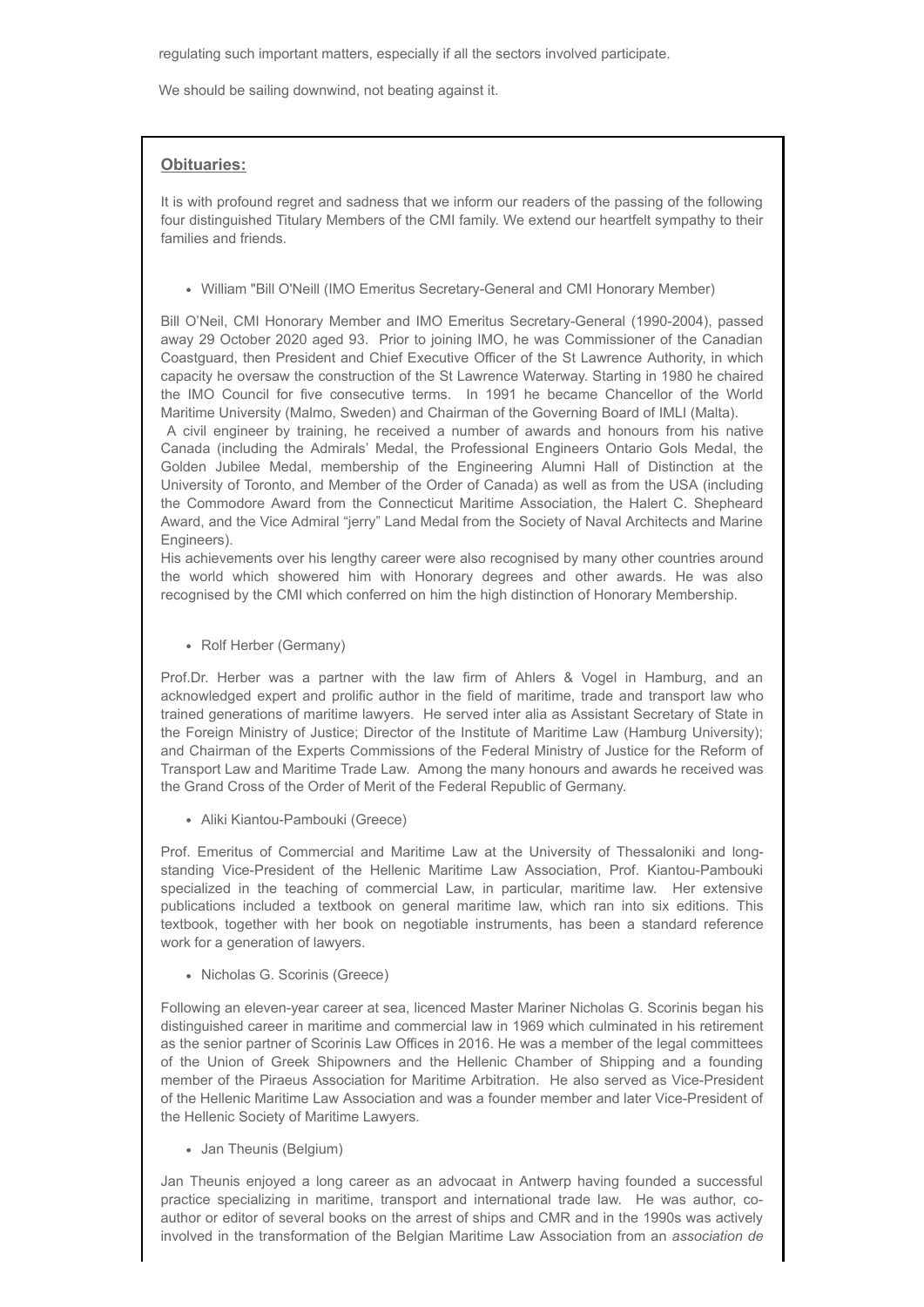regulating such important matters, especially if all the sectors involved participate.

We should be sailing downwind, not beating against it.

**Obituaries:**

It is with profound regret and sadness that we inform our readers of the passing of the following four distinguished Titulary Members of the CMI family. We extend our heartfelt sympathy to their families and friends.

- William "Bill O'Neill (IMO Emeritus Secretary-General and CMI Honorary Member)

Bill O'Neil, CMI Honorary Member and IMO Emeritus Secretary-General (1990-2004), passed away 29 October 2020 aged 93. Prior to joining IMO, he was Commissioner of the Canadian Coastguard, then President and Chief Executive Officer of the St Lawrence Authority, in which capacity he oversaw the construction of the St Lawrence Waterway. Starting in 1980 he chaired the IMO Council for five consecutive terms. In 1991 he became Chancellor of the World Maritime University (Malmo, Sweden) and Chairman of the Governing Board of IMLI (Malta).
A civil engineer by training, he received a number of awards and honours from his native Canada (including the Admirals' Medal, the Professional Engineers Ontario Gols Medal, the Golden Jubilee Medal, membership of the Engineering Alumni Hall of Distinction at the University of Toronto, and Member of the Order of Canada) as well as from the USA (including the Commodore Award from the Connecticut Maritime Association, the Halert C. Shepheard Award, and the Vice Admiral "jerry" Land Medal from the Society of Naval Architects and Marine Engineers).
His achievements over his lengthy career were also recognised by many other countries around the world which showered him with Honorary degrees and other awards. He was also recognised by the CMI which conferred on him the high distinction of Honorary Membership.

- Rolf Herber (Germany)

Prof.Dr. Herber was a partner with the law firm of Ahlers & Vogel in Hamburg, and an acknowledged expert and prolific author in the field of maritime, trade and transport law who trained generations of maritime lawyers. He served inter alia as Assistant Secretary of State in the Foreign Ministry of Justice; Director of the Institute of Maritime Law (Hamburg University); and Chairman of the Experts Commissions of the Federal Ministry of Justice for the Reform of Transport Law and Maritime Trade Law. Among the many honours and awards he received was the Grand Cross of the Order of Merit of the Federal Republic of Germany.

- Aliki Kiantou-Pambouki (Greece)

Prof. Emeritus of Commercial and Maritime Law at the University of Thessaloniki and long-standing Vice-President of the Hellenic Maritime Law Association, Prof. Kiantou-Pambouki specialized in the teaching of commercial Law, in particular, maritime law. Her extensive publications included a textbook on general maritime law, which ran into six editions. This textbook, together with her book on negotiable instruments, has been a standard reference work for a generation of lawyers.

- Nicholas G. Scorinis (Greece)

Following an eleven-year career at sea, licenced Master Mariner Nicholas G. Scorinis began his distinguished career in maritime and commercial law in 1969 which culminated in his retirement as the senior partner of Scorinis Law Offices in 2016. He was a member of the legal committees of the Union of Greek Shipowners and the Hellenic Chamber of Shipping and a founding member of the Piraeus Association for Maritime Arbitration. He also served as Vice-President of the Hellenic Maritime Law Association and was a founder member and later Vice-President of the Hellenic Society of Maritime Lawyers.

- Jan Theunis (Belgium)

Jan Theunis enjoyed a long career as an advocaat in Antwerp having founded a successful practice specializing in maritime, transport and international trade law. He was author, co-author or editor of several books on the arrest of ships and CMR and in the 1990s was actively involved in the transformation of the Belgian Maritime Law Association from an *association de*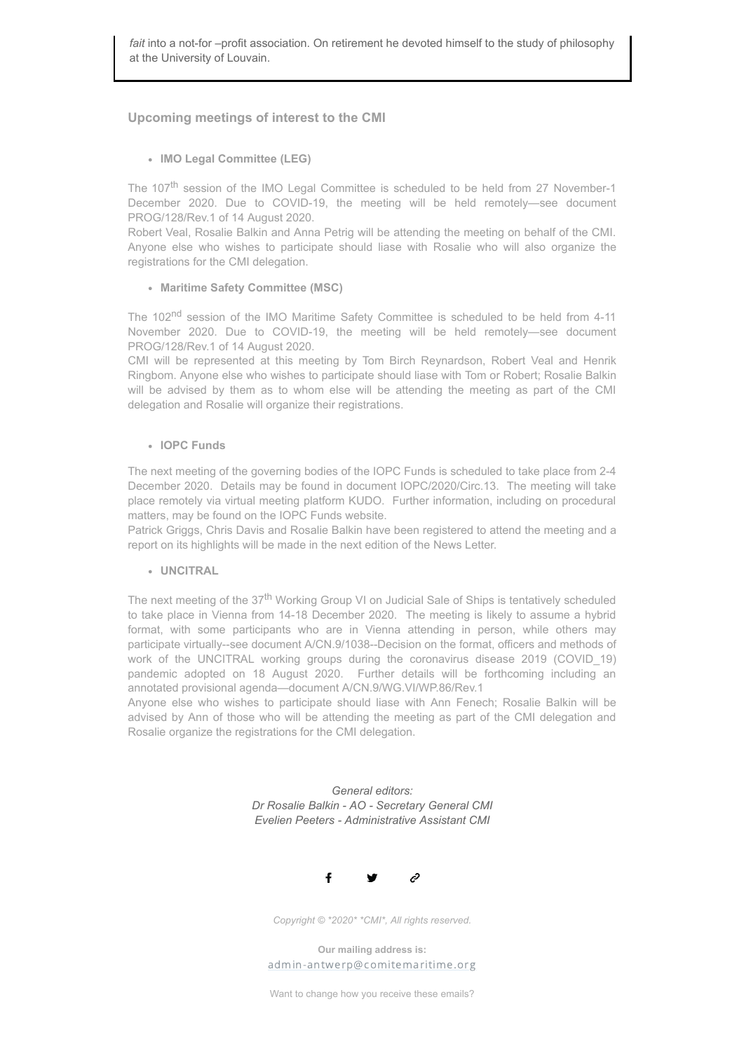*fait* into a not-for –profit association. On retirement he devoted himself to the study of philosophy at the University of Louvain.

### Upcoming meetings of interest to the CMI

- **IMO Legal Committee (LEG)**

The 107th session of the IMO Legal Committee is scheduled to be held from 27 November-1 December 2020. Due to COVID-19, the meeting will be held remotely—see document PROG/128/Rev.1 of 14 August 2020.
Robert Veal, Rosalie Balkin and Anna Petrig will be attending the meeting on behalf of the CMI. Anyone else who wishes to participate should liase with Rosalie who will also organize the registrations for the CMI delegation.

- **Maritime Safety Committee (MSC)**

The 102nd session of the IMO Maritime Safety Committee is scheduled to be held from 4-11 November 2020. Due to COVID-19, the meeting will be held remotely—see document PROG/128/Rev.1 of 14 August 2020.
CMI will be represented at this meeting by Tom Birch Reynardson, Robert Veal and Henrik Ringbom. Anyone else who wishes to participate should liase with Tom or Robert; Rosalie Balkin will be advised by them as to whom else will be attending the meeting as part of the CMI delegation and Rosalie will organize their registrations.

- **IOPC Funds**

The next meeting of the governing bodies of the IOPC Funds is scheduled to take place from 2-4 December 2020. Details may be found in document IOPC/2020/Circ.13. The meeting will take place remotely via virtual meeting platform KUDO. Further information, including on procedural matters, may be found on the IOPC Funds website.
Patrick Griggs, Chris Davis and Rosalie Balkin have been registered to attend the meeting and a report on its highlights will be made in the next edition of the News Letter.

- **UNCITRAL**

The next meeting of the 37th Working Group VI on Judicial Sale of Ships is tentatively scheduled to take place in Vienna from 14-18 December 2020. The meeting is likely to assume a hybrid format, with some participants who are in Vienna attending in person, while others may participate virtually--see document A/CN.9/1038--Decision on the format, officers and methods of work of the UNCITRAL working groups during the coronavirus disease 2019 (COVID_19) pandemic adopted on 18 August 2020. Further details will be forthcoming including an annotated provisional agenda—document A/CN.9/WG.VI/WP.86/Rev.1
Anyone else who wishes to participate should liase with Ann Fenech; Rosalie Balkin will be advised by Ann of those who will be attending the meeting as part of the CMI delegation and Rosalie organize the registrations for the CMI delegation.

*General editors:*
*Dr Rosalie Balkin - AO - Secretary General CMI*
*Evelien Peeters - Administrative Assistant CMI*

*Copyright © *2020* *CMI*, All rights reserved.*

**Our mailing address is:**
admin-antwerp@comitemaritime.org

Want to change how you receive these emails?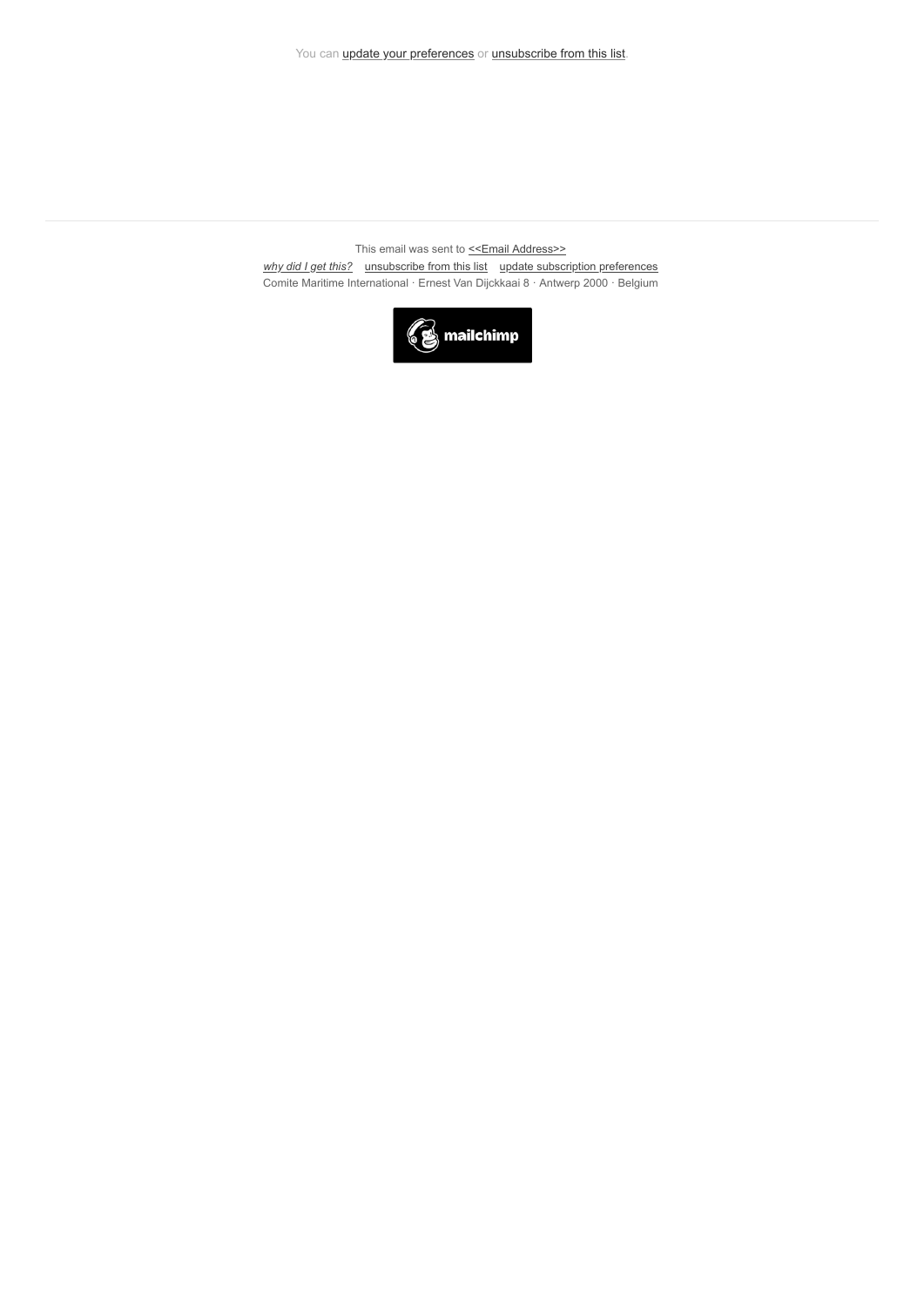You can update your preferences or unsubscribe from this list.

---

This email was sent to <<Email Address>>

*why did I get this?* unsubscribe from this list update subscription preferences

Comite Maritime International · Ernest Van Dijckkaai 8 · Antwerp 2000 · Belgium